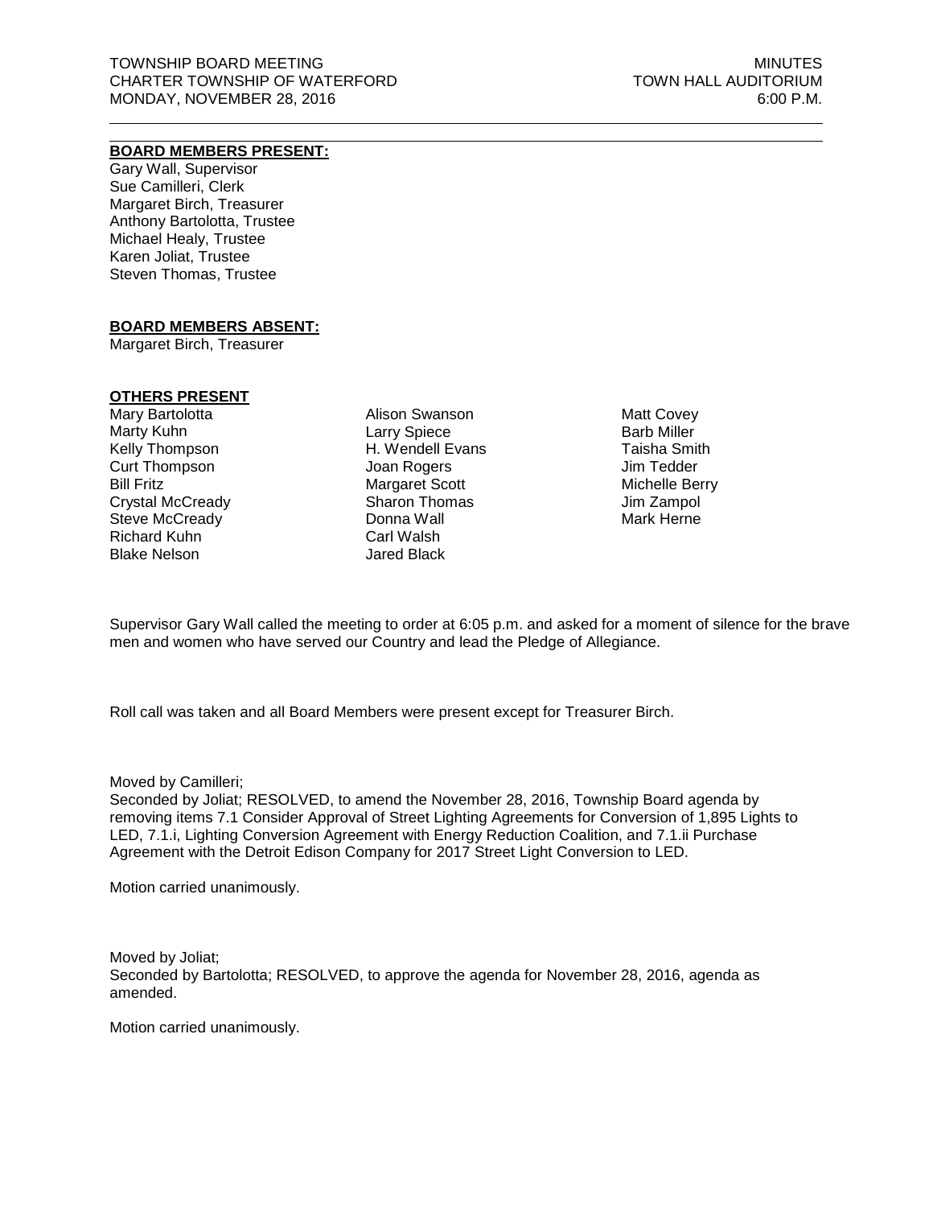TOWNSHIP BOARD MEETING
CHARTER TOWNSHIP OF WATERFORD
MONDAY, NOVEMBER 28, 2016

MINUTES
TOWN HALL AUDITORIUM
6:00 P.M.

---

**BOARD MEMBERS PRESENT:**

Gary Wall, Supervisor
Sue Camilleri, Clerk
Margaret Birch, Treasurer
Anthony Bartolotta, Trustee
Michael Healy, Trustee
Karen Joliat, Trustee
Steven Thomas, Trustee

**BOARD MEMBERS ABSENT:**

Margaret Birch, Treasurer

**OTHERS PRESENT**

Mary Bartolotta
Marty Kuhn
Kelly Thompson
Curt Thompson
Bill Fritz
Crystal McCready
Steve McCready
Richard Kuhn
Blake Nelson
Alison Swanson
Larry Spiece
H. Wendell Evans
Joan Rogers
Margaret Scott
Sharon Thomas
Donna Wall
Carl Walsh
Jared Black
Matt Covey
Barb Miller
Taisha Smith
Jim Tedder
Michelle Berry
Jim Zampol
Mark Herne

Supervisor Gary Wall called the meeting to order at 6:05 p.m. and asked for a moment of silence for the brave men and women who have served our Country and lead the Pledge of Allegiance.

Roll call was taken and all Board Members were present except for Treasurer Birch.

Moved by Camilleri;
Seconded by Joliat; RESOLVED, to amend the November 28, 2016, Township Board agenda by removing items 7.1 Consider Approval of Street Lighting Agreements for Conversion of 1,895 Lights to LED, 7.1.i, Lighting Conversion Agreement with Energy Reduction Coalition, and 7.1.ii Purchase Agreement with the Detroit Edison Company for 2017 Street Light Conversion to LED.

Motion carried unanimously.

Moved by Joliat;
Seconded by Bartolotta; RESOLVED, to approve the agenda for November 28, 2016, agenda as amended.

Motion carried unanimously.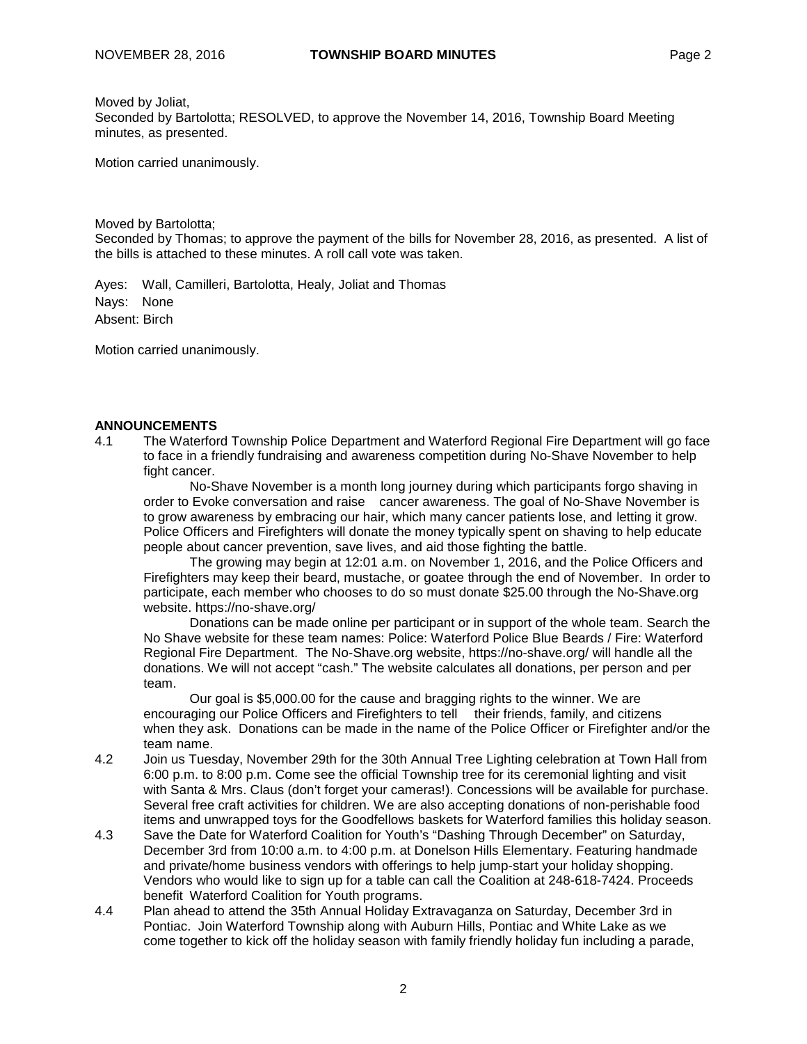Moved by Joliat,

Seconded by Bartolotta; RESOLVED, to approve the November 14, 2016, Township Board Meeting minutes, as presented.

Motion carried unanimously.

Moved by Bartolotta;

Seconded by Thomas; to approve the payment of the bills for November 28, 2016, as presented. A list of the bills is attached to these minutes. A roll call vote was taken.

Ayes: Wall, Camilleri, Bartolotta, Healy, Joliat and Thomas

Nays: None

Absent: Birch

Motion carried unanimously.

**ANNOUNCEMENTS**

4.1 The Waterford Township Police Department and Waterford Regional Fire Department will go face to face in a friendly fundraising and awareness competition during No-Shave November to help fight cancer.

No-Shave November is a month long journey during which participants forgo shaving in order to Evoke conversation and raise cancer awareness. The goal of No-Shave November is to grow awareness by embracing our hair, which many cancer patients lose, and letting it grow. Police Officers and Firefighters will donate the money typically spent on shaving to help educate people about cancer prevention, save lives, and aid those fighting the battle.

The growing may begin at 12:01 a.m. on November 1, 2016, and the Police Officers and Firefighters may keep their beard, mustache, or goatee through the end of November. In order to participate, each member who chooses to do so must donate $25.00 through the No-Shave.org website. https://no-shave.org/

Donations can be made online per participant or in support of the whole team. Search the No Shave website for these team names: Police: Waterford Police Blue Beards / Fire: Waterford Regional Fire Department. The No-Shave.org website, https://no-shave.org/ will handle all the donations. We will not accept "cash." The website calculates all donations, per person and per team.

Our goal is $5,000.00 for the cause and bragging rights to the winner. We are encouraging our Police Officers and Firefighters to tell their friends, family, and citizens when they ask. Donations can be made in the name of the Police Officer or Firefighter and/or the team name.

4.2 Join us Tuesday, November 29th for the 30th Annual Tree Lighting celebration at Town Hall from 6:00 p.m. to 8:00 p.m. Come see the official Township tree for its ceremonial lighting and visit with Santa & Mrs. Claus (don't forget your cameras!). Concessions will be available for purchase. Several free craft activities for children. We are also accepting donations of non-perishable food items and unwrapped toys for the Goodfellows baskets for Waterford families this holiday season.

4.3 Save the Date for Waterford Coalition for Youth's "Dashing Through December" on Saturday, December 3rd from 10:00 a.m. to 4:00 p.m. at Donelson Hills Elementary. Featuring handmade and private/home business vendors with offerings to help jump-start your holiday shopping. Vendors who would like to sign up for a table can call the Coalition at 248-618-7424. Proceeds benefit Waterford Coalition for Youth programs.

4.4 Plan ahead to attend the 35th Annual Holiday Extravaganza on Saturday, December 3rd in Pontiac. Join Waterford Township along with Auburn Hills, Pontiac and White Lake as we come together to kick off the holiday season with family friendly holiday fun including a parade,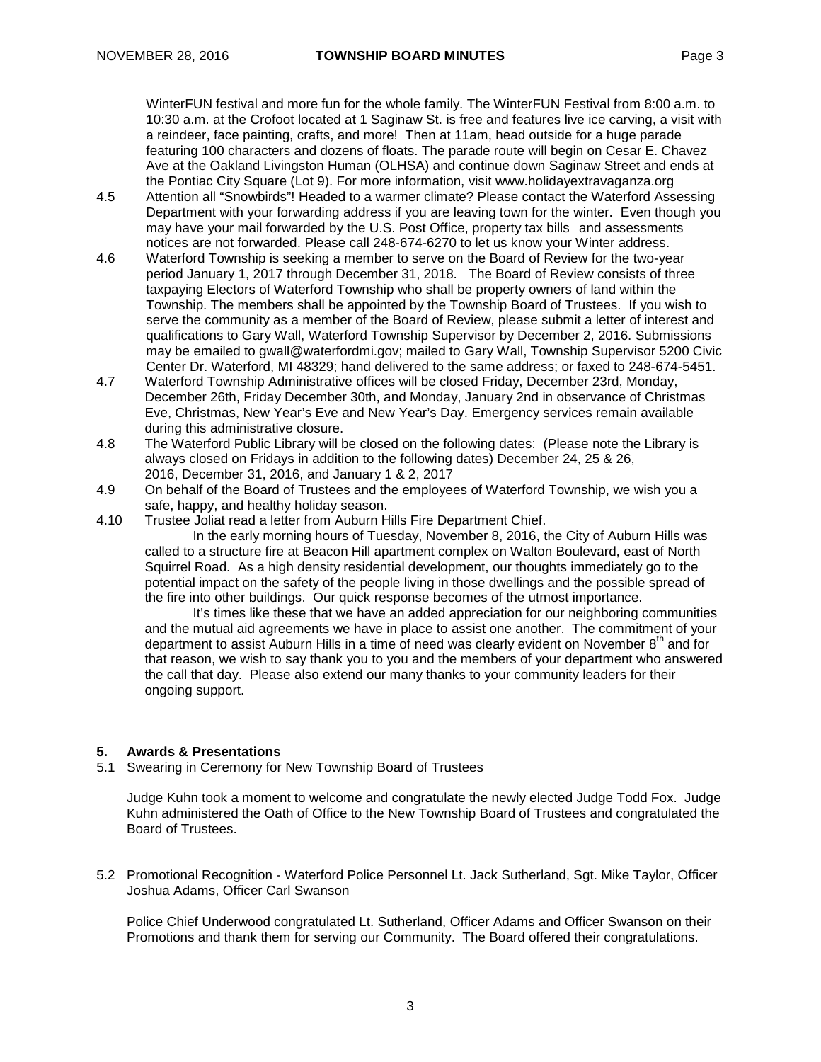WinterFUN festival and more fun for the whole family. The WinterFUN Festival from 8:00 a.m. to 10:30 a.m. at the Crofoot located at 1 Saginaw St. is free and features live ice carving, a visit with a reindeer, face painting, crafts, and more! Then at 11am, head outside for a huge parade featuring 100 characters and dozens of floats. The parade route will begin on Cesar E. Chavez Ave at the Oakland Livingston Human (OLHSA) and continue down Saginaw Street and ends at the Pontiac City Square (Lot 9). For more information, visit www.holidayextravaganza.org

4.5 Attention all "Snowbirds"! Headed to a warmer climate? Please contact the Waterford Assessing Department with your forwarding address if you are leaving town for the winter. Even though you may have your mail forwarded by the U.S. Post Office, property tax bills and assessments notices are not forwarded. Please call 248-674-6270 to let us know your Winter address.

4.6 Waterford Township is seeking a member to serve on the Board of Review for the two-year period January 1, 2017 through December 31, 2018. The Board of Review consists of three taxpaying Electors of Waterford Township who shall be property owners of land within the Township. The members shall be appointed by the Township Board of Trustees. If you wish to serve the community as a member of the Board of Review, please submit a letter of interest and qualifications to Gary Wall, Waterford Township Supervisor by December 2, 2016. Submissions may be emailed to gwall@waterfordmi.gov; mailed to Gary Wall, Township Supervisor 5200 Civic Center Dr. Waterford, MI 48329; hand delivered to the same address; or faxed to 248-674-5451.

4.7 Waterford Township Administrative offices will be closed Friday, December 23rd, Monday, December 26th, Friday December 30th, and Monday, January 2nd in observance of Christmas Eve, Christmas, New Year's Eve and New Year's Day. Emergency services remain available during this administrative closure.

4.8 The Waterford Public Library will be closed on the following dates: (Please note the Library is always closed on Fridays in addition to the following dates) December 24, 25 & 26, 2016, December 31, 2016, and January 1 & 2, 2017

4.9 On behalf of the Board of Trustees and the employees of Waterford Township, we wish you a safe, happy, and healthy holiday season.

4.10 Trustee Joliat read a letter from Auburn Hills Fire Department Chief.

In the early morning hours of Tuesday, November 8, 2016, the City of Auburn Hills was called to a structure fire at Beacon Hill apartment complex on Walton Boulevard, east of North Squirrel Road. As a high density residential development, our thoughts immediately go to the potential impact on the safety of the people living in those dwellings and the possible spread of the fire into other buildings. Our quick response becomes of the utmost importance.

It's times like these that we have an added appreciation for our neighboring communities and the mutual aid agreements we have in place to assist one another. The commitment of your department to assist Auburn Hills in a time of need was clearly evident on November 8th and for that reason, we wish to say thank you to you and the members of your department who answered the call that day. Please also extend our many thanks to your community leaders for their ongoing support.

## 5. Awards & Presentations

5.1 Swearing in Ceremony for New Township Board of Trustees

Judge Kuhn took a moment to welcome and congratulate the newly elected Judge Todd Fox. Judge Kuhn administered the Oath of Office to the New Township Board of Trustees and congratulated the Board of Trustees.

5.2 Promotional Recognition - Waterford Police Personnel Lt. Jack Sutherland, Sgt. Mike Taylor, Officer Joshua Adams, Officer Carl Swanson

Police Chief Underwood congratulated Lt. Sutherland, Officer Adams and Officer Swanson on their Promotions and thank them for serving our Community. The Board offered their congratulations.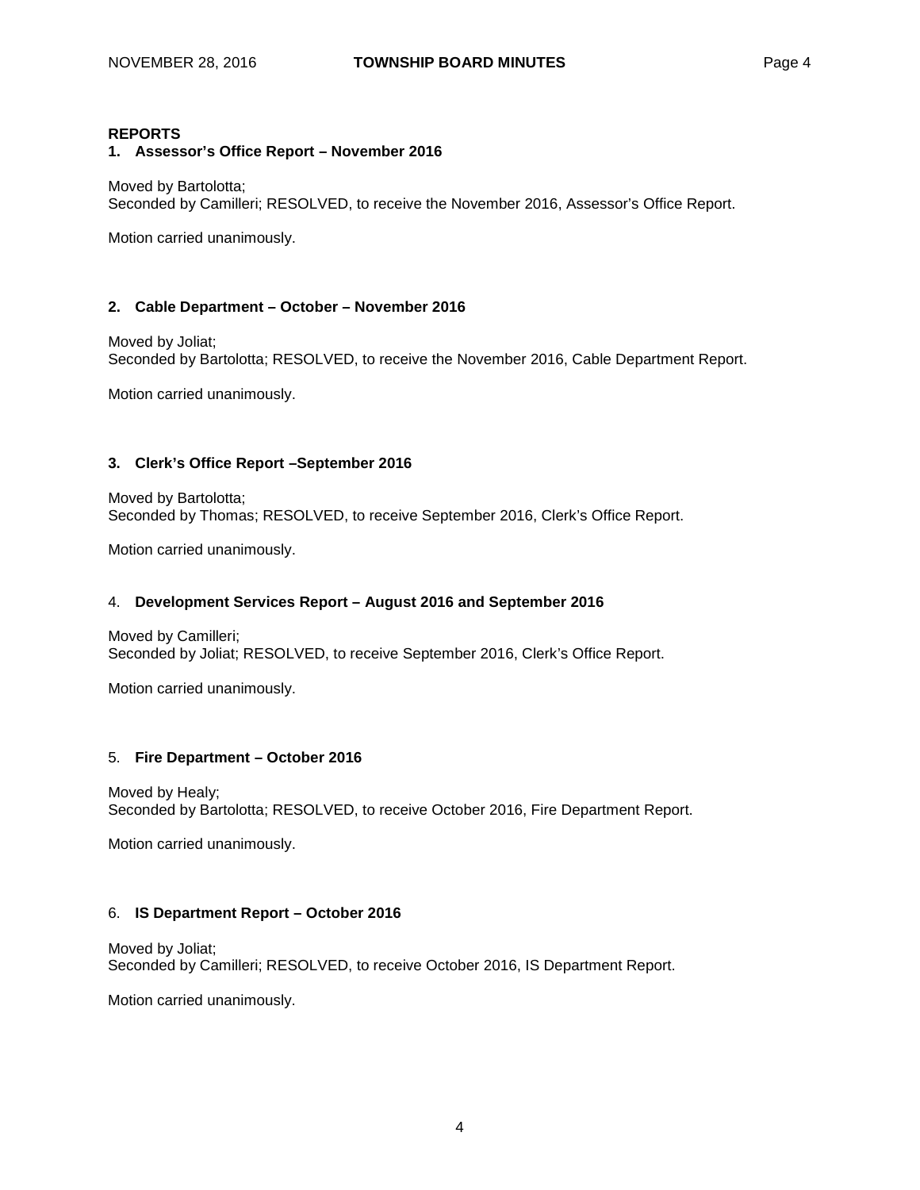## REPORTS

### 1. Assessor's Office Report – November 2016

Moved by Bartolotta;
Seconded by Camilleri; RESOLVED, to receive the November 2016, Assessor's Office Report.

Motion carried unanimously.

### 2. Cable Department – October – November 2016

Moved by Joliat;
Seconded by Bartolotta; RESOLVED, to receive the November 2016, Cable Department Report.

Motion carried unanimously.

### 3. Clerk's Office Report –September 2016

Moved by Bartolotta;
Seconded by Thomas; RESOLVED, to receive September 2016, Clerk's Office Report.

Motion carried unanimously.

### 4. Development Services Report – August 2016 and September 2016

Moved by Camilleri;
Seconded by Joliat; RESOLVED, to receive September 2016, Clerk's Office Report.

Motion carried unanimously.

### 5. Fire Department – October 2016

Moved by Healy;
Seconded by Bartolotta; RESOLVED, to receive October 2016, Fire Department Report.

Motion carried unanimously.

### 6. IS Department Report – October 2016

Moved by Joliat;
Seconded by Camilleri; RESOLVED, to receive October 2016, IS Department Report.

Motion carried unanimously.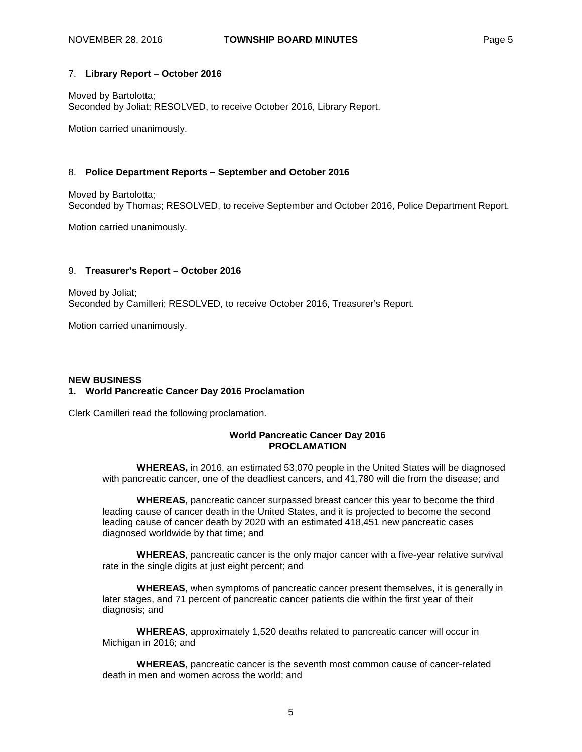7. **Library Report – October 2016**

Moved by Bartolotta;
Seconded by Joliat; RESOLVED, to receive October 2016, Library Report.

Motion carried unanimously.

8. **Police Department Reports – September and October 2016**

Moved by Bartolotta;
Seconded by Thomas; RESOLVED, to receive September and October 2016, Police Department Report.

Motion carried unanimously.

9. **Treasurer's Report – October 2016**

Moved by Joliat;
Seconded by Camilleri; RESOLVED, to receive October 2016, Treasurer's Report.

Motion carried unanimously.

**NEW BUSINESS**

**1. World Pancreatic Cancer Day 2016 Proclamation**

Clerk Camilleri read the following proclamation.

**World Pancreatic Cancer Day 2016**
**PROCLAMATION**

**WHEREAS,** in 2016, an estimated 53,070 people in the United States will be diagnosed with pancreatic cancer, one of the deadliest cancers, and 41,780 will die from the disease; and

**WHEREAS**, pancreatic cancer surpassed breast cancer this year to become the third leading cause of cancer death in the United States, and it is projected to become the second leading cause of cancer death by 2020 with an estimated 418,451 new pancreatic cases diagnosed worldwide by that time; and

**WHEREAS**, pancreatic cancer is the only major cancer with a five-year relative survival rate in the single digits at just eight percent; and

**WHEREAS**, when symptoms of pancreatic cancer present themselves, it is generally in later stages, and 71 percent of pancreatic cancer patients die within the first year of their diagnosis; and

**WHEREAS**, approximately 1,520 deaths related to pancreatic cancer will occur in Michigan in 2016; and

**WHEREAS**, pancreatic cancer is the seventh most common cause of cancer-related death in men and women across the world; and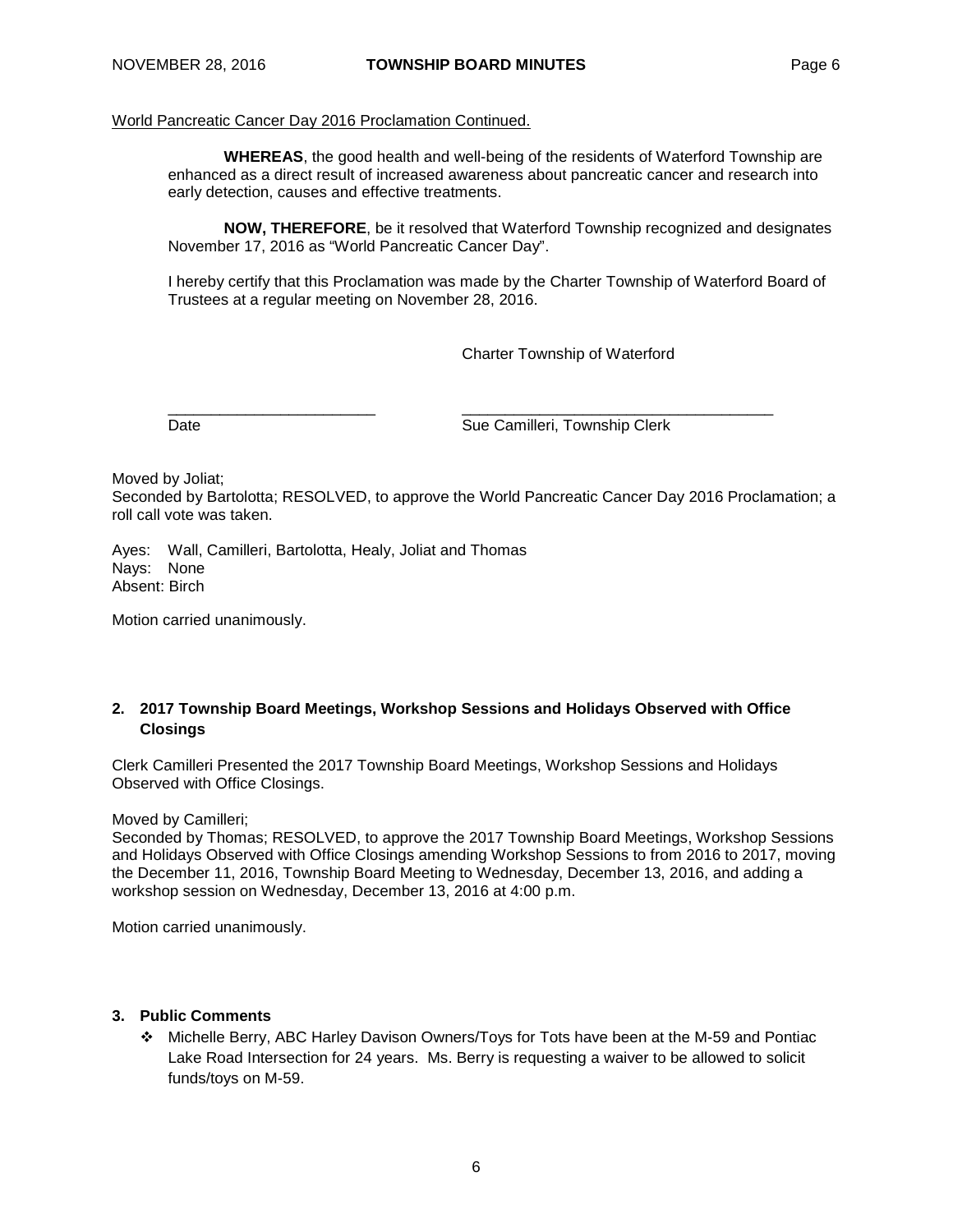World Pancreatic Cancer Day 2016 Proclamation Continued.

> **WHEREAS**, the good health and well-being of the residents of Waterford Township are enhanced as a direct result of increased awareness about pancreatic cancer and research into early detection, causes and effective treatments.
>
> **NOW, THEREFORE**, be it resolved that Waterford Township recognized and designates November 17, 2016 as "World Pancreatic Cancer Day".
>
> I hereby certify that this Proclamation was made by the Charter Township of Waterford Board of Trustees at a regular meeting on November 28, 2016.
>
> Charter Township of Waterford
>
> ________________________ ____________________________________
>
> Date Sue Camilleri, Township Clerk

Moved by Joliat;
Seconded by Bartolotta; RESOLVED, to approve the World Pancreatic Cancer Day 2016 Proclamation; a roll call vote was taken.

Ayes: Wall, Camilleri, Bartolotta, Healy, Joliat and Thomas
Nays: None
Absent: Birch

Motion carried unanimously.

**2. 2017 Township Board Meetings, Workshop Sessions and Holidays Observed with Office Closings**

Clerk Camilleri Presented the 2017 Township Board Meetings, Workshop Sessions and Holidays Observed with Office Closings.

Moved by Camilleri;
Seconded by Thomas; RESOLVED, to approve the 2017 Township Board Meetings, Workshop Sessions and Holidays Observed with Office Closings amending Workshop Sessions to from 2016 to 2017, moving the December 11, 2016, Township Board Meeting to Wednesday, December 13, 2016, and adding a workshop session on Wednesday, December 13, 2016 at 4:00 p.m.

Motion carried unanimously.

**3. Public Comments**

- Michelle Berry, ABC Harley Davison Owners/Toys for Tots have been at the M-59 and Pontiac Lake Road Intersection for 24 years. Ms. Berry is requesting a waiver to be allowed to solicit funds/toys on M-59.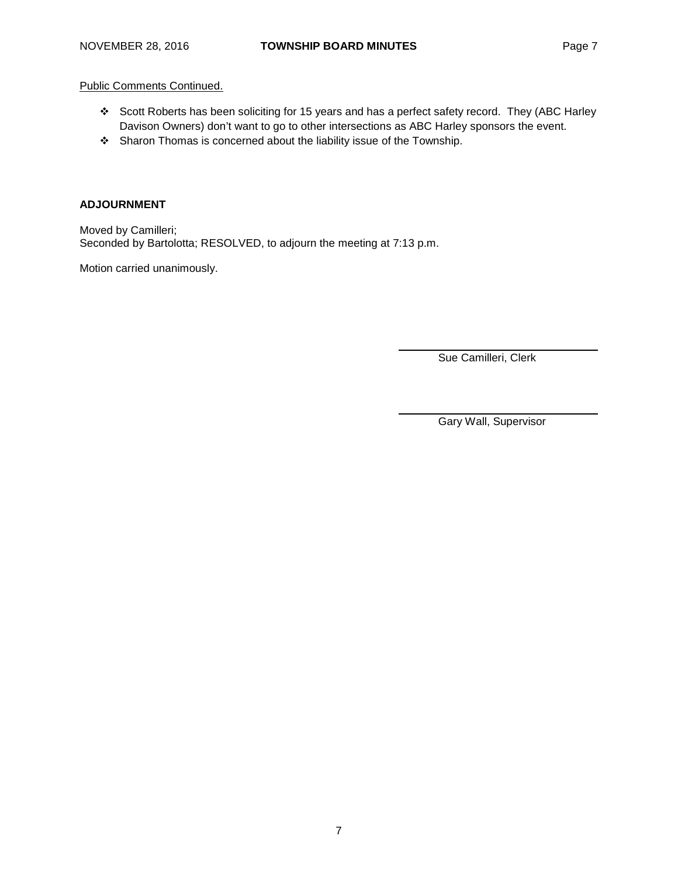Public Comments Continued.

- Scott Roberts has been soliciting for 15 years and has a perfect safety record. They (ABC Harley Davison Owners) don't want to go to other intersections as ABC Harley sponsors the event.
- Sharon Thomas is concerned about the liability issue of the Township.

**ADJOURNMENT**

Moved by Camilleri;
Seconded by Bartolotta; RESOLVED, to adjourn the meeting at 7:13 p.m.

Motion carried unanimously.

Sue Camilleri, Clerk

Gary Wall, Supervisor